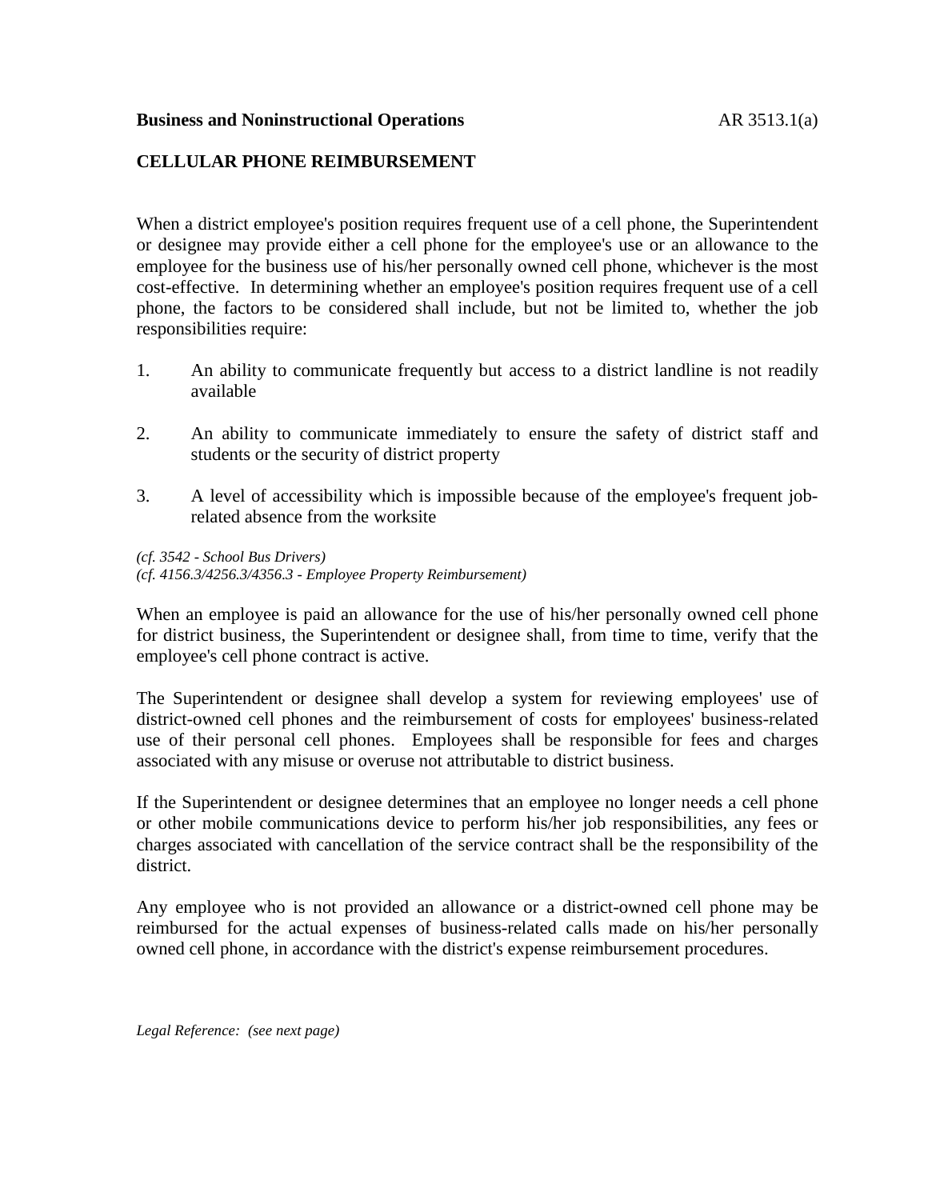**Business and Noninstructional Operations** AR 3513.1(a)

**CELLULAR PHONE REIMBURSEMENT**

When a district employee's position requires frequent use of a cell phone, the Superintendent or designee may provide either a cell phone for the employee's use or an allowance to the employee for the business use of his/her personally owned cell phone, whichever is the most cost-effective. In determining whether an employee's position requires frequent use of a cell phone, the factors to be considered shall include, but not be limited to, whether the job responsibilities require:

1. An ability to communicate frequently but access to a district landline is not readily available

2. An ability to communicate immediately to ensure the safety of district staff and students or the security of district property

3. A level of accessibility which is impossible because of the employee's frequent job-related absence from the worksite

*(cf. 3542 - School Bus Drivers)*
*(cf. 4156.3/4256.3/4356.3 - Employee Property Reimbursement)*

When an employee is paid an allowance for the use of his/her personally owned cell phone for district business, the Superintendent or designee shall, from time to time, verify that the employee's cell phone contract is active.

The Superintendent or designee shall develop a system for reviewing employees' use of district-owned cell phones and the reimbursement of costs for employees' business-related use of their personal cell phones. Employees shall be responsible for fees and charges associated with any misuse or overuse not attributable to district business.

If the Superintendent or designee determines that an employee no longer needs a cell phone or other mobile communications device to perform his/her job responsibilities, any fees or charges associated with cancellation of the service contract shall be the responsibility of the district.

Any employee who is not provided an allowance or a district-owned cell phone may be reimbursed for the actual expenses of business-related calls made on his/her personally owned cell phone, in accordance with the district's expense reimbursement procedures.

*Legal Reference: (see next page)*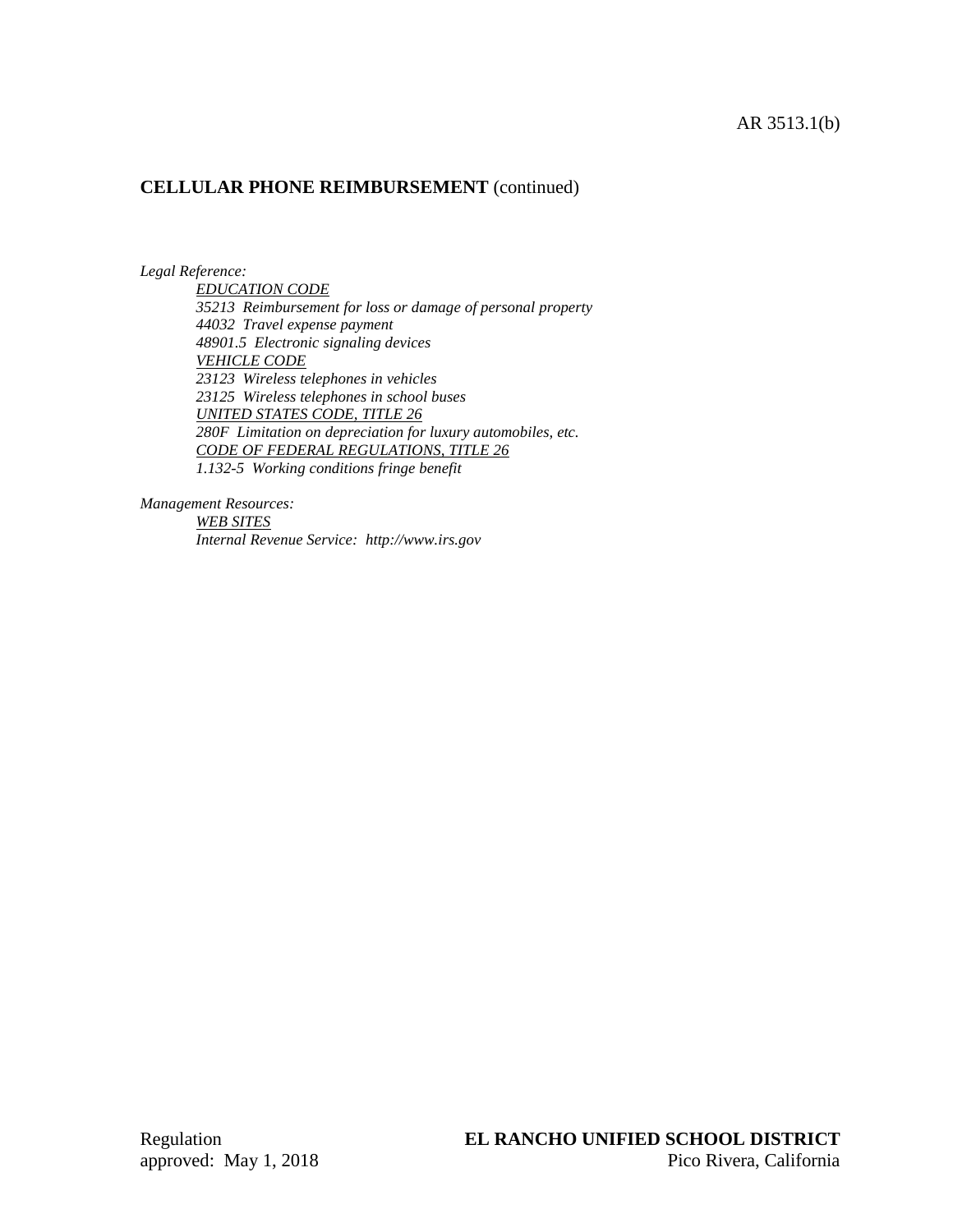**CELLULAR PHONE REIMBURSEMENT** (continued)

*Legal Reference:*

*EDUCATION CODE*
*35213 Reimbursement for loss or damage of personal property*
*44032 Travel expense payment*
*48901.5 Electronic signaling devices*
*VEHICLE CODE*
*23123 Wireless telephones in vehicles*
*23125 Wireless telephones in school buses*
*UNITED STATES CODE, TITLE 26*
*280F Limitation on depreciation for luxury automobiles, etc.*
*CODE OF FEDERAL REGULATIONS, TITLE 26*
*1.132-5 Working conditions fringe benefit*

*Management Resources:*

*WEB SITES*
*Internal Revenue Service: http://www.irs.gov*

Regulation approved: May 1, 2018

**EL RANCHO UNIFIED SCHOOL DISTRICT**
Pico Rivera, California